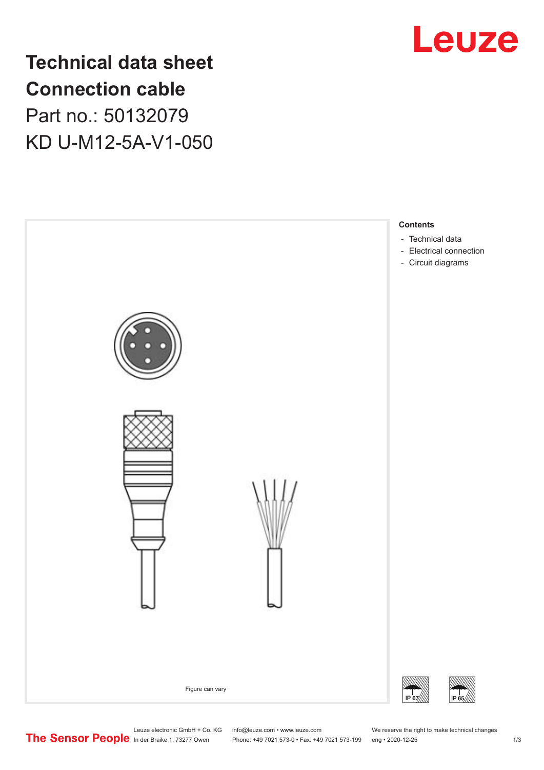# Technical data sheet
# Connection cable

Part no.: 50132079

KD U-M12-5A-V1-050

Leuze

**Contents**

- Technical data
- Electrical connection
- Circuit diagrams

Figure can vary

IP 67

IP 65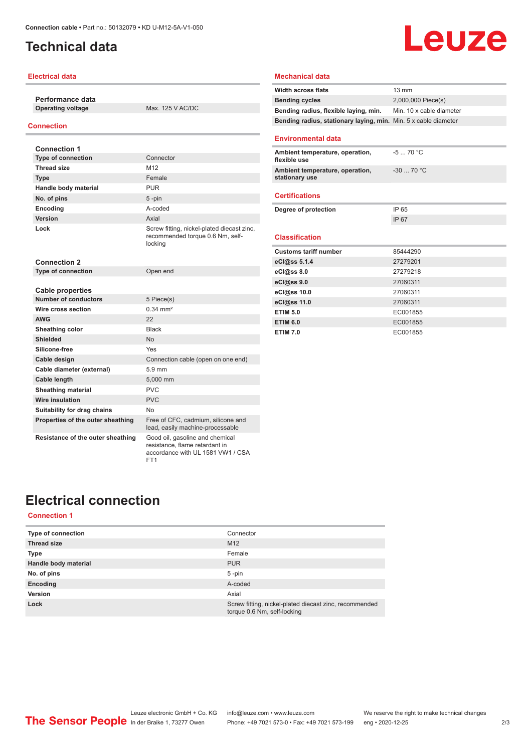# Technical data

## Electrical data

| Performance data | |
|---|---|
| Operating voltage | Max. 125 V AC/DC |

## Connection

| Connection 1 | |
|---|---|
| Type of connection | Connector |
| Thread size | M12 |
| Type | Female |
| Handle body material | PUR |
| No. of pins | 5 -pin |
| Encoding | A-coded |
| Version | Axial |
| Lock | Screw fitting, nickel-plated diecast zinc, recommended torque 0.6 Nm, self-locking |

| Connection 2 | |
|---|---|
| Type of connection | Open end |

| Cable properties | |
|---|---|
| Number of conductors | 5 Piece(s) |
| Wire cross section | 0.34 mm² |
| AWG | 22 |
| Sheathing color | Black |
| Shielded | No |
| Silicone-free | Yes |
| Cable design | Connection cable (open on one end) |
| Cable diameter (external) | 5.9 mm |
| Cable length | 5,000 mm |
| Sheathing material | PVC |
| Wire insulation | PVC |
| Suitability for drag chains | No |
| Properties of the outer sheathing | Free of CFC, cadmium, silicone and lead, easily machine-processable |
| Resistance of the outer sheathing | Good oil, gasoline and chemical resistance, flame retardant in accordance with UL 1581 VW1 / CSA FT1 |

## Mechanical data

| | |
|---|---|
| Width across flats | 13 mm |
| Bending cycles | 2,000,000 Piece(s) |
| Bending radius, flexible laying, min. | Min. 10 x cable diameter |
| Bending radius, stationary laying, min. | Min. 5 x cable diameter |

## Environmental data

| | |
|---|---|
| Ambient temperature, operation, flexible use | -5 ... 70 °C |
| Ambient temperature, operation, stationary use | -30 ... 70 °C |

## Certifications

| | |
|---|---|
| Degree of protection | IP 65 |
| | IP 67 |

## Classification

| | |
|---|---|
| Customs tariff number | 85444290 |
| eCl@ss 5.1.4 | 27279201 |
| eCl@ss 8.0 | 27279218 |
| eCl@ss 9.0 | 27060311 |
| eCl@ss 10.0 | 27060311 |
| eCl@ss 11.0 | 27060311 |
| ETIM 5.0 | EC001855 |
| ETIM 6.0 | EC001855 |
| ETIM 7.0 | EC001855 |

# Electrical connection

## Connection 1

| | |
|---|---|
| Type of connection | Connector |
| Thread size | M12 |
| Type | Female |
| Handle body material | PUR |
| No. of pins | 5 -pin |
| Encoding | A-coded |
| Version | Axial |
| Lock | Screw fitting, nickel-plated diecast zinc, recommended torque 0.6 Nm, self-locking |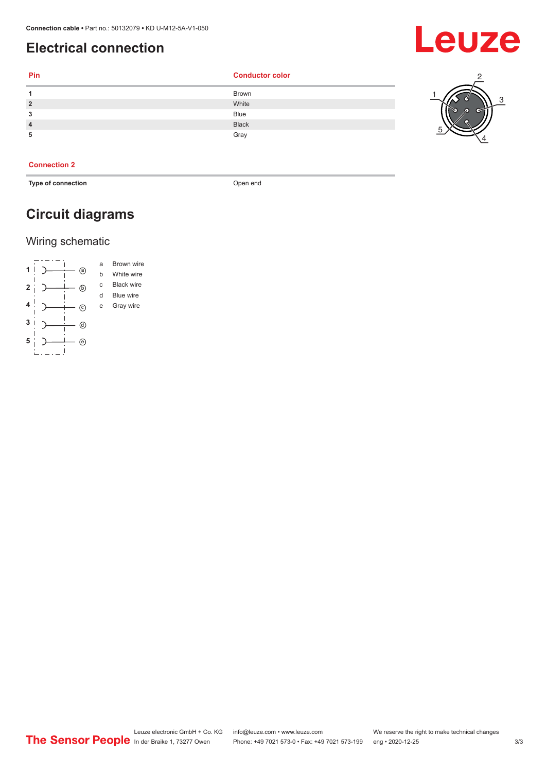## Electrical connection

| Pin | Conductor color |
|---|---|
| 1 | Brown |
| 2 | White |
| 3 | Blue |
| 4 | Black |
| 5 | Gray |

**Connection 2**

| | |
|---|---|
| Type of connection | Open end |

## Circuit diagrams

### Wiring schematic

1
2
4
3
5

a
b
c
d
e

| | |
|---|---|
| a | Brown wire |
| b | White wire |
| c | Black wire |
| d | Blue wire |
| e | Gray wire |